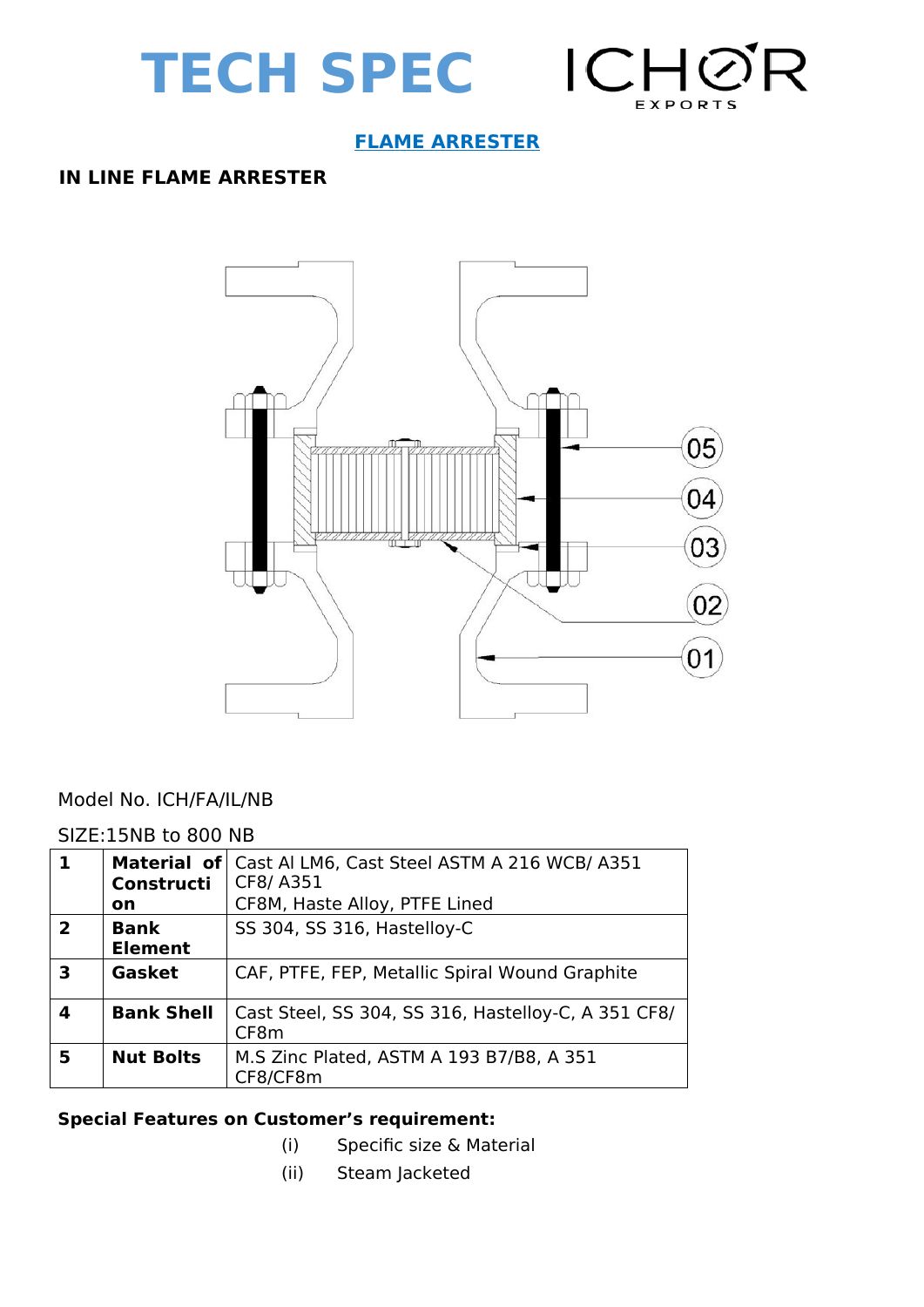# TECH SPEC

ICHOR EXPORTS

## FLAME ARRESTER

### IN LINE FLAME ARRESTER

05

04

03

02

01

Model No. ICH/FA/IL/NB

SIZE:15NB to 800 NB

| 1 | **Material of Construction** | Cast Al LM6, Cast Steel ASTM A 216 WCB/ A351 CF8/ A351 CF8M, Haste Alloy, PTFE Lined |
|---|---|---|
| 2 | **Bank Element** | SS 304, SS 316, Hastelloy-C |
| 3 | **Gasket** | CAF, PTFE, FEP, Metallic Spiral Wound Graphite |
| 4 | **Bank Shell** | Cast Steel, SS 304, SS 316, Hastelloy-C, A 351 CF8/ CF8m |
| 5 | **Nut Bolts** | M.S Zinc Plated, ASTM A 193 B7/B8, A 351 CF8/CF8m |

**Special Features on Customer's requirement:**

(i) Specific size & Material

(ii) Steam Jacketed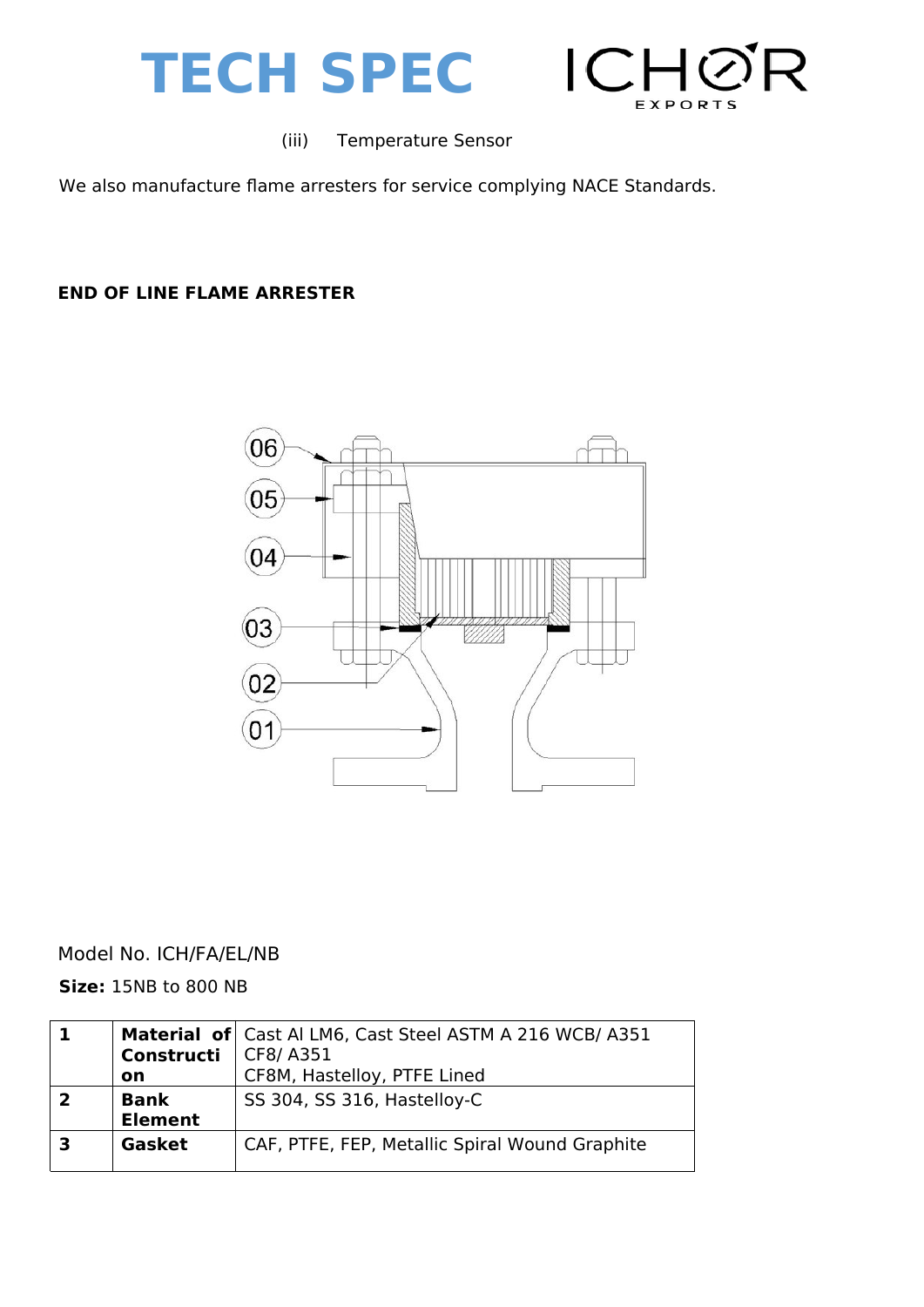(iii) Temperature Sensor

We also manufacture flame arresters for service complying NACE Standards.

**END OF LINE FLAME ARRESTER**

06

05

04

03

02

01

Model No. ICH/FA/EL/NB

**Size:** 15NB to 800 NB

| | | |
|---|---|---|
| **1** | **Material of Construction** | Cast Al LM6, Cast Steel ASTM A 216 WCB/ A351 CF8/ A351 CF8M, Hastelloy, PTFE Lined |
| **2** | **Bank Element** | SS 304, SS 316, Hastelloy-C |
| **3** | **Gasket** | CAF, PTFE, FEP, Metallic Spiral Wound Graphite |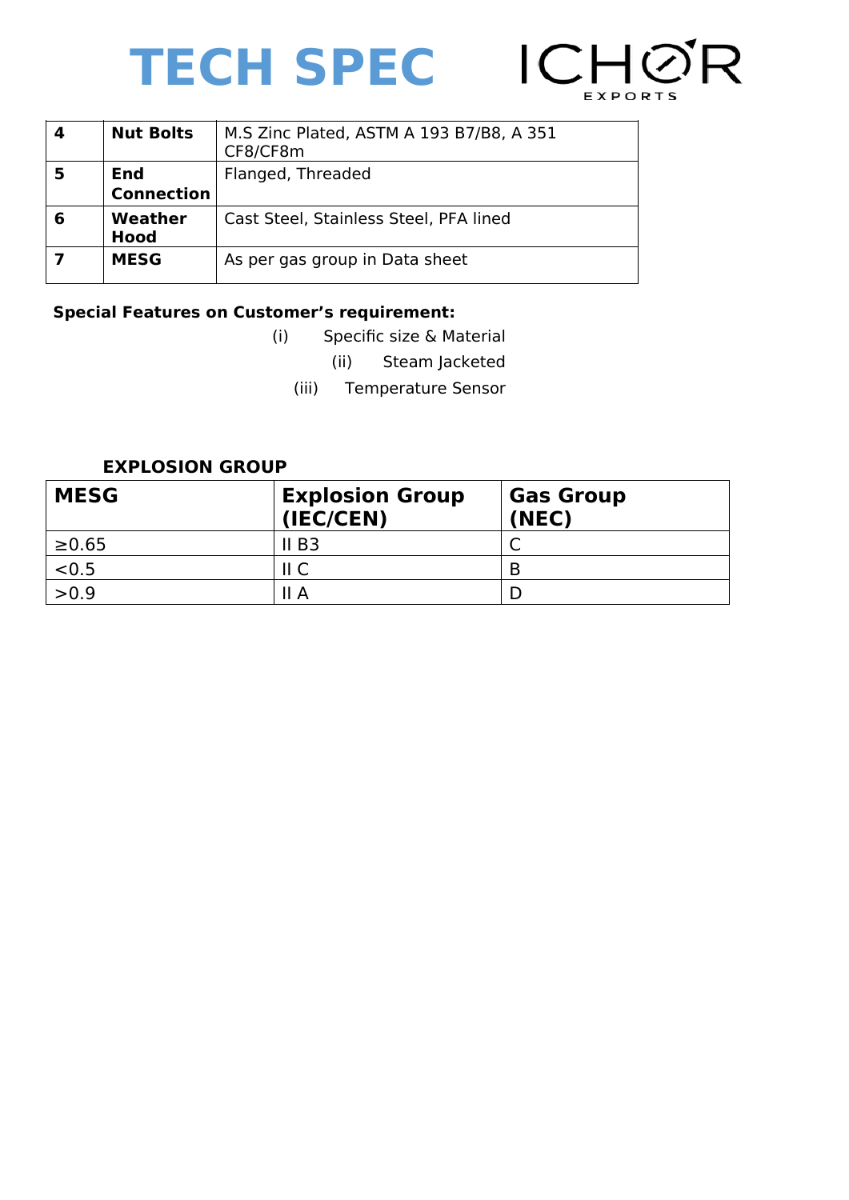# TECH SPEC

| | | |
|---|---|---|
| **4** | **Nut Bolts** | M.S Zinc Plated, ASTM A 193 B7/B8, A 351 CF8/CF8m |
| **5** | **End Connection** | Flanged, Threaded |
| **6** | **Weather Hood** | Cast Steel, Stainless Steel, PFA lined |
| **7** | **MESG** | As per gas group in Data sheet |

**Special Features on Customer's requirement:**

(i) Specific size & Material

(ii) Steam Jacketed

(iii) Temperature Sensor

**EXPLOSION GROUP**

| MESG | Explosion Group (IEC/CEN) | Gas Group (NEC) |
|---|---|---|
| ≥0.65 | II B3 | C |
| <0.5 | II C | B |
| >0.9 | II A | D |